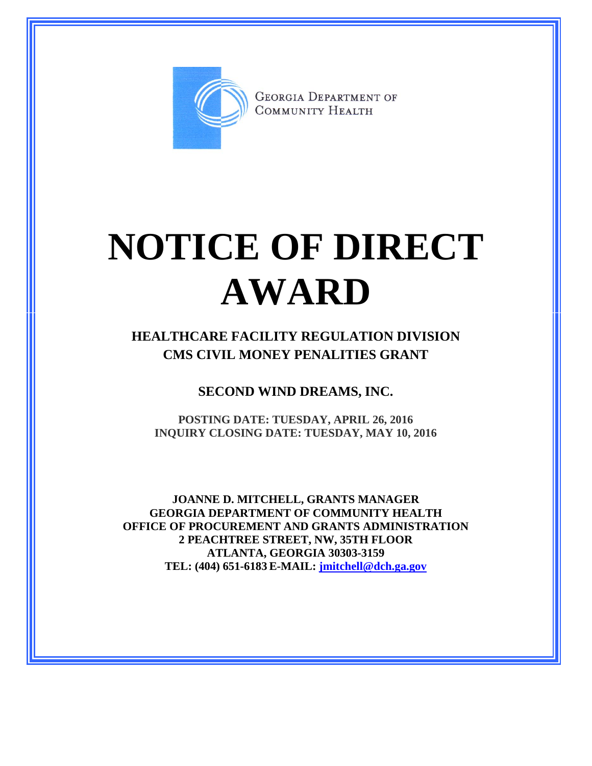GEORGIA DEPARTMENT OF COMMUNITY HEALTH

# NOTICE OF DIRECT AWARD

## HEALTHCARE FACILITY REGULATION DIVISION
## CMS CIVIL MONEY PENALITIES GRANT

### SECOND WIND DREAMS, INC.

**POSTING DATE: TUESDAY, APRIL 26, 2016**
**INQUIRY CLOSING DATE: TUESDAY, MAY 10, 2016**

**JOANNE D. MITCHELL, GRANTS MANAGER**
**GEORGIA DEPARTMENT OF COMMUNITY HEALTH**
**OFFICE OF PROCUREMENT AND GRANTS ADMINISTRATION**
**2 PEACHTREE STREET, NW, 35TH FLOOR**
**ATLANTA, GEORGIA 30303-3159**
**TEL: (404) 651-6183 E-MAIL: jmitchell@dch.ga.gov**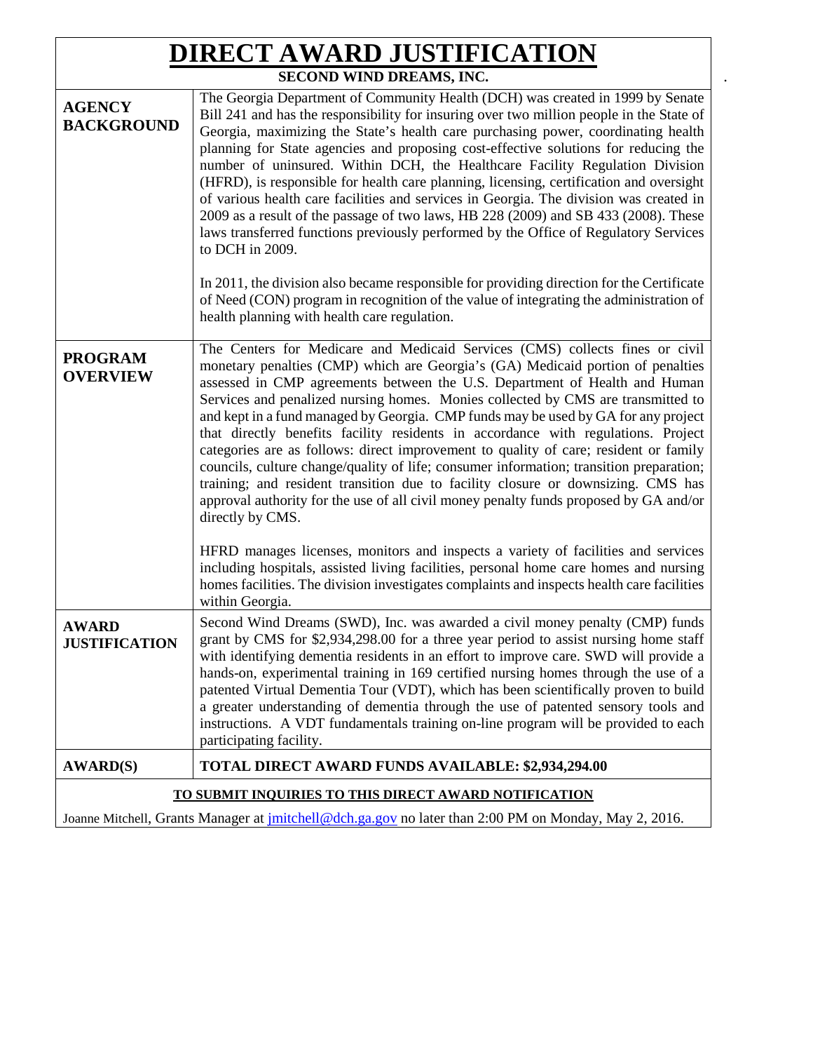# DIRECT AWARD JUSTIFICATION

**SECOND WIND DREAMS, INC.**

| | |
|---|---|
| **AGENCY BACKGROUND** | The Georgia Department of Community Health (DCH) was created in 1999 by Senate Bill 241 and has the responsibility for insuring over two million people in the State of Georgia, maximizing the State's health care purchasing power, coordinating health planning for State agencies and proposing cost-effective solutions for reducing the number of uninsured. Within DCH, the Healthcare Facility Regulation Division (HFRD), is responsible for health care planning, licensing, certification and oversight of various health care facilities and services in Georgia. The division was created in 2009 as a result of the passage of two laws, HB 228 (2009) and SB 433 (2008). These laws transferred functions previously performed by the Office of Regulatory Services to DCH in 2009.<br><br>In 2011, the division also became responsible for providing direction for the Certificate of Need (CON) program in recognition of the value of integrating the administration of health planning with health care regulation. |
| **PROGRAM OVERVIEW** | The Centers for Medicare and Medicaid Services (CMS) collects fines or civil monetary penalties (CMP) which are Georgia's (GA) Medicaid portion of penalties assessed in CMP agreements between the U.S. Department of Health and Human Services and penalized nursing homes. Monies collected by CMS are transmitted to and kept in a fund managed by Georgia. CMP funds may be used by GA for any project that directly benefits facility residents in accordance with regulations. Project categories are as follows: direct improvement to quality of care; resident or family councils, culture change/quality of life; consumer information; transition preparation; training; and resident transition due to facility closure or downsizing. CMS has approval authority for the use of all civil money penalty funds proposed by GA and/or directly by CMS.<br><br>HFRD manages licenses, monitors and inspects a variety of facilities and services including hospitals, assisted living facilities, personal home care homes and nursing homes facilities. The division investigates complaints and inspects health care facilities within Georgia. |
| **AWARD JUSTIFICATION** | Second Wind Dreams (SWD), Inc. was awarded a civil money penalty (CMP) funds grant by CMS for $2,934,298.00 for a three year period to assist nursing home staff with identifying dementia residents in an effort to improve care. SWD will provide a hands-on, experimental training in 169 certified nursing homes through the use of a patented Virtual Dementia Tour (VDT), which has been scientifically proven to build a greater understanding of dementia through the use of patented sensory tools and instructions. A VDT fundamentals training on-line program will be provided to each participating facility. |
| **AWARD(S)** | **TOTAL DIRECT AWARD FUNDS AVAILABLE: $2,934,294.00** |

**TO SUBMIT INQUIRIES TO THIS DIRECT AWARD NOTIFICATION**

Joanne Mitchell, Grants Manager at jmitchell@dch.ga.gov no later than 2:00 PM on Monday, May 2, 2016.